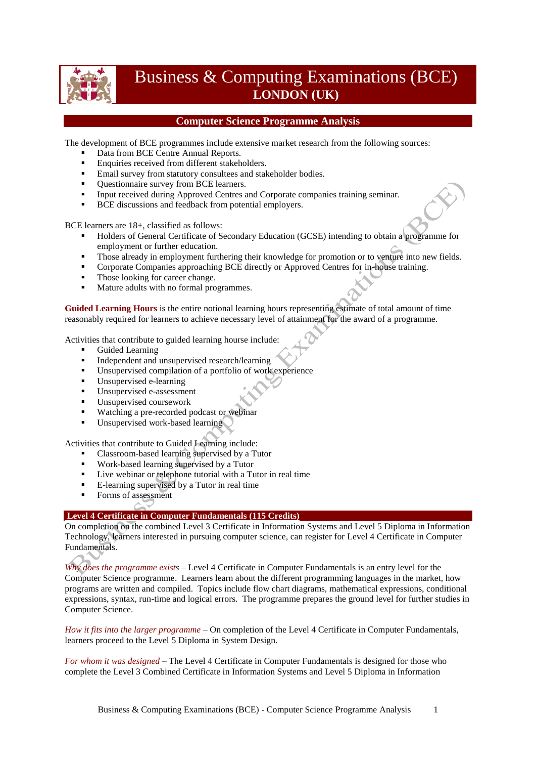# Business & Computing Examinations (BCE)
## LONDON (UK)

## Computer Science Programme Analysis

The development of BCE programmes include extensive market research from the following sources:

- Data from BCE Centre Annual Reports.
- Enquiries received from different stakeholders.
- Email survey from statutory consultees and stakeholder bodies.
- Questionnaire survey from BCE learners.
- Input received during Approved Centres and Corporate companies training seminar.
- BCE discussions and feedback from potential employers.

BCE learners are 18+, classified as follows:

- Holders of General Certificate of Secondary Education (GCSE) intending to obtain a programme for employment or further education.
- Those already in employment furthering their knowledge for promotion or to venture into new fields.
- Corporate Companies approaching BCE directly or Approved Centres for in-house training.
- Those looking for career change.
- Mature adults with no formal programmes.

**Guided Learning Hours** is the entire notional learning hours representing estimate of total amount of time reasonably required for learners to achieve necessary level of attainment for the award of a programme.

Activities that contribute to guided learning hourse include:

- Guided Learning
- Independent and unsupervised research/learning
- Unsupervised compilation of a portfolio of work experience
- Unsupervised e-learning
- Unsupervised e-assessment
- Unsupervised coursework
- Watching a pre-recorded podcast or webinar
- Unsupervised work-based learning

Activities that contribute to Guided Learning include:

- Classroom-based learning supervised by a Tutor
- Work-based learning supervised by a Tutor
- Live webinar or telephone tutorial with a Tutor in real time
- E-learning supervised by a Tutor in real time
- Forms of assessment

### Level 4 Certificate in Computer Fundamentals (115 Credits)

On completion on the combined Level 3 Certificate in Information Systems and Level 5 Diploma in Information Technology, learners interested in pursuing computer science, can register for Level 4 Certificate in Computer Fundamentals.

*Why does the programme exists* – Level 4 Certificate in Computer Fundamentals is an entry level for the Computer Science programme. Learners learn about the different programming languages in the market, how programs are written and compiled. Topics include flow chart diagrams, mathematical expressions, conditional expressions, syntax, run-time and logical errors. The programme prepares the ground level for further studies in Computer Science.

*How it fits into the larger programme* – On completion of the Level 4 Certificate in Computer Fundamentals, learners proceed to the Level 5 Diploma in System Design.

*For whom it was designed* – The Level 4 Certificate in Computer Fundamentals is designed for those who complete the Level 3 Combined Certificate in Information Systems and Level 5 Diploma in Information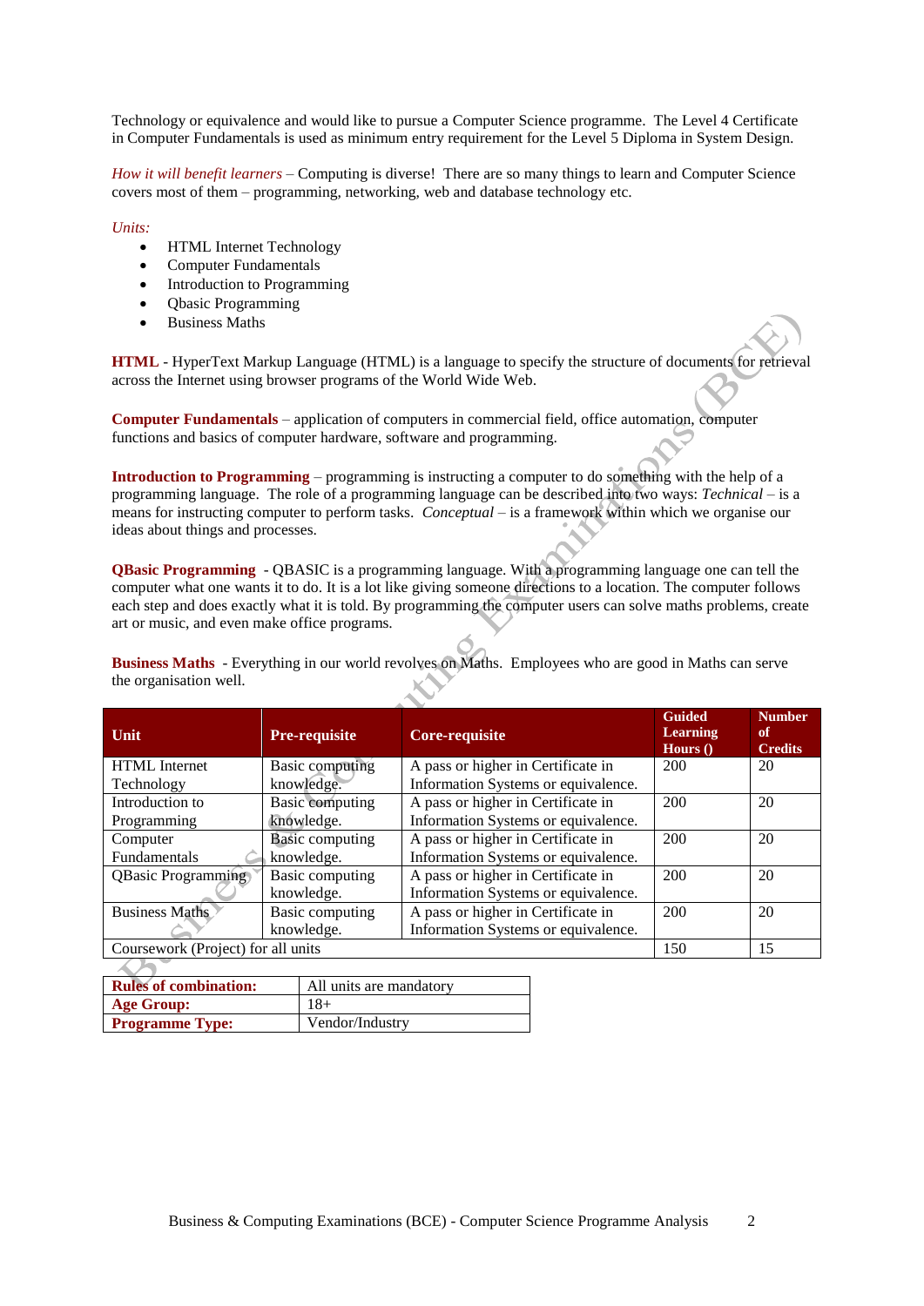Technology or equivalence and would like to pursue a Computer Science programme. The Level 4 Certificate in Computer Fundamentals is used as minimum entry requirement for the Level 5 Diploma in System Design.

*How it will benefit learners* – Computing is diverse! There are so many things to learn and Computer Science covers most of them – programming, networking, web and database technology etc.

*Units:*

- HTML Internet Technology
- Computer Fundamentals
- Introduction to Programming
- Qbasic Programming
- Business Maths

**HTML** - HyperText Markup Language (HTML) is a language to specify the structure of documents for retrieval across the Internet using browser programs of the World Wide Web.

**Computer Fundamentals** – application of computers in commercial field, office automation, computer functions and basics of computer hardware, software and programming.

**Introduction to Programming** – programming is instructing a computer to do something with the help of a programming language. The role of a programming language can be described into two ways: *Technical* – is a means for instructing computer to perform tasks. *Conceptual* – is a framework within which we organise our ideas about things and processes.

**QBasic Programming** - QBASIC is a programming language. With a programming language one can tell the computer what one wants it to do. It is a lot like giving someone directions to a location. The computer follows each step and does exactly what it is told. By programming the computer users can solve maths problems, create art or music, and even make office programs.

**Business Maths** - Everything in our world revolves on Maths. Employees who are good in Maths can serve the organisation well.

| Unit | Pre-requisite | Core-requisite | Guided Learning Hours () | Number of Credits |
|---|---|---|---|---|
| HTML Internet Technology | Basic computing knowledge. | A pass or higher in Certificate in Information Systems or equivalence. | 200 | 20 |
| Introduction to Programming | Basic computing knowledge. | A pass or higher in Certificate in Information Systems or equivalence. | 200 | 20 |
| Computer Fundamentals | Basic computing knowledge. | A pass or higher in Certificate in Information Systems or equivalence. | 200 | 20 |
| QBasic Programming | Basic computing knowledge. | A pass or higher in Certificate in Information Systems or equivalence. | 200 | 20 |
| Business Maths | Basic computing knowledge. | A pass or higher in Certificate in Information Systems or equivalence. | 200 | 20 |
| Coursework (Project) for all units | | | 150 | 15 |

| | |
|---|---|
| **Rules of combination:** | All units are mandatory |
| **Age Group:** | 18+ |
| **Programme Type:** | Vendor/Industry |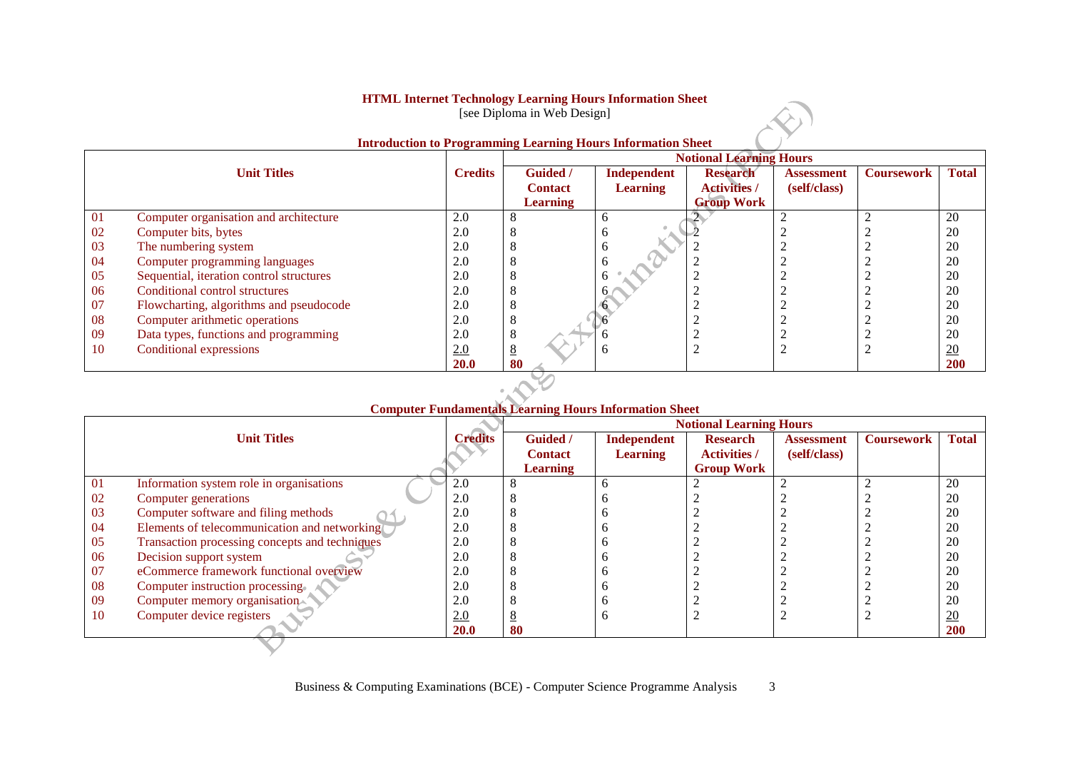**HTML Internet Technology Learning Hours Information Sheet**
[see Diploma in Web Design]

**Introduction to Programming Learning Hours Information Sheet**

| Unit Titles | | Credits | Notional Learning Hours | | | | | |
|---|---|---|---|---|---|---|---|---|
| | | | Guided / Contact Learning | Independent Learning | Research Activities / Group Work | Assessment (self/class) | Coursework | Total |
| 01 | Computer organisation and architecture | 2.0 | 8 | 6 | 2 | 2 | 2 | 20 |
| 02 | Computer bits, bytes | 2.0 | 8 | 6 | 2 | 2 | 2 | 20 |
| 03 | The numbering system | 2.0 | 8 | 6 | 2 | 2 | 2 | 20 |
| 04 | Computer programming languages | 2.0 | 8 | 6 | 2 | 2 | 2 | 20 |
| 05 | Sequential, iteration control structures | 2.0 | 8 | 6 | 2 | 2 | 2 | 20 |
| 06 | Conditional control structures | 2.0 | 8 | 6 | 2 | 2 | 2 | 20 |
| 07 | Flowcharting, algorithms and pseudocode | 2.0 | 8 | 6 | 2 | 2 | 2 | 20 |
| 08 | Computer arithmetic operations | 2.0 | 8 | 6 | 2 | 2 | 2 | 20 |
| 09 | Data types, functions and programming | 2.0 | 8 | 6 | 2 | 2 | 2 | 20 |
| 10 | Conditional expressions | 2.0 | 8 | 6 | 2 | 2 | 2 | 20 |
| | | **20.0** | **80** | | | | | **200** |

**Computer Fundamentals Learning Hours Information Sheet**

| Unit Titles | | Credits | Notional Learning Hours | | | | | |
|---|---|---|---|---|---|---|---|---|
| | | | Guided / Contact Learning | Independent Learning | Research Activities / Group Work | Assessment (self/class) | Coursework | Total |
| 01 | Information system role in organisations | 2.0 | 8 | 6 | 2 | 2 | 2 | 20 |
| 02 | Computer generations | 2.0 | 8 | 6 | 2 | 2 | 2 | 20 |
| 03 | Computer software and filing methods | 2.0 | 8 | 6 | 2 | 2 | 2 | 20 |
| 04 | Elements of telecommunication and networking | 2.0 | 8 | 6 | 2 | 2 | 2 | 20 |
| 05 | Transaction processing concepts and techniques | 2.0 | 8 | 6 | 2 | 2 | 2 | 20 |
| 06 | Decision support system | 2.0 | 8 | 6 | 2 | 2 | 2 | 20 |
| 07 | eCommerce framework functional overview | 2.0 | 8 | 6 | 2 | 2 | 2 | 20 |
| 08 | Computer instruction processing | 2.0 | 8 | 6 | 2 | 2 | 2 | 20 |
| 09 | Computer memory organisation | 2.0 | 8 | 6 | 2 | 2 | 2 | 20 |
| 10 | Computer device registers | 2.0 | 8 | 6 | 2 | 2 | 2 | 20 |
| | | **20.0** | **80** | | | | | **200** |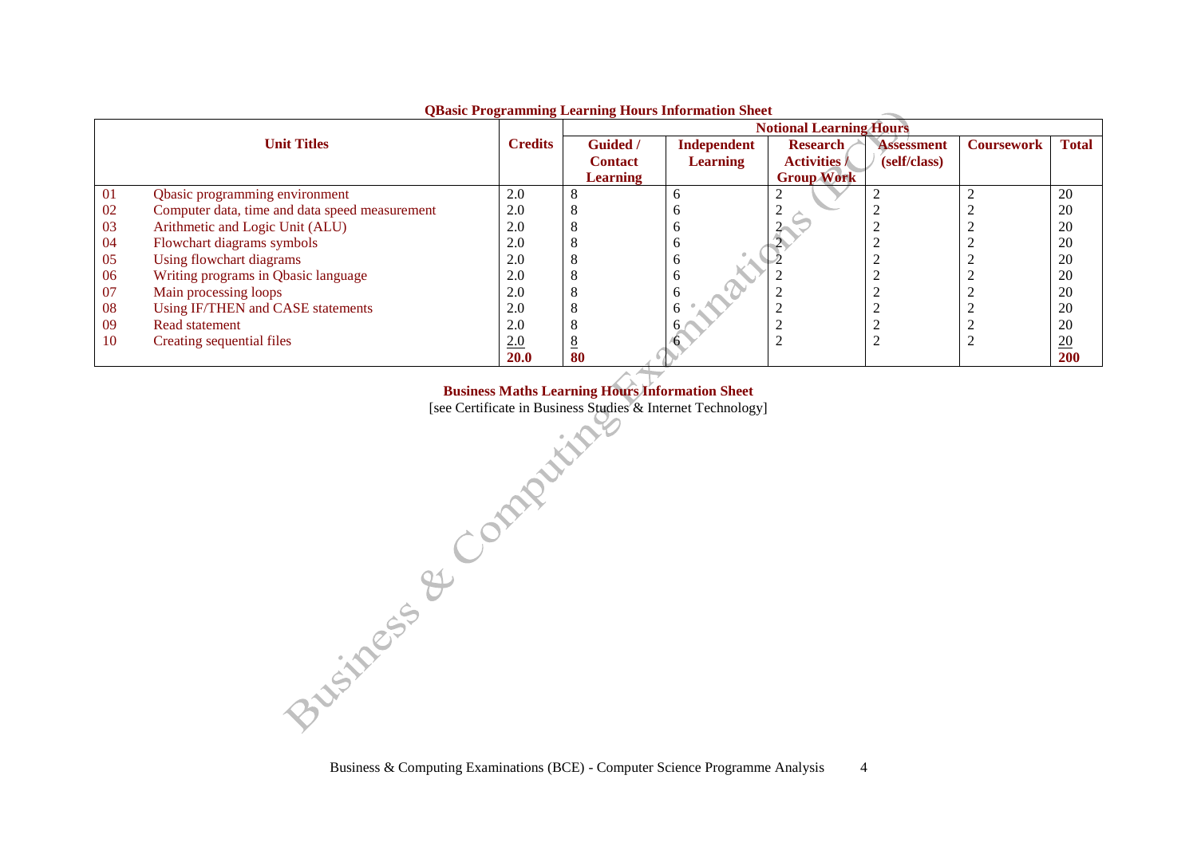**QBasic Programming Learning Hours Information Sheet**

| | Unit Titles | Credits | Notional Learning Hours | | | | | |
|---|---|---|---|---|---|---|---|---|
| | | | Guided / Contact Learning | Independent Learning | Research Activities / Group Work | Assessment (self/class) | Coursework | Total |
| 01 | Qbasic programming environment | 2.0 | 8 | 6 | 2 | 2 | 2 | 20 |
| 02 | Computer data, time and data speed measurement | 2.0 | 8 | 6 | 2 | 2 | 2 | 20 |
| 03 | Arithmetic and Logic Unit (ALU) | 2.0 | 8 | 6 | 2 | 2 | 2 | 20 |
| 04 | Flowchart diagrams symbols | 2.0 | 8 | 6 | 2 | 2 | 2 | 20 |
| 05 | Using flowchart diagrams | 2.0 | 8 | 6 | 2 | 2 | 2 | 20 |
| 06 | Writing programs in Qbasic language | 2.0 | 8 | 6 | 2 | 2 | 2 | 20 |
| 07 | Main processing loops | 2.0 | 8 | 6 | 2 | 2 | 2 | 20 |
| 08 | Using IF/THEN and CASE statements | 2.0 | 8 | 6 | 2 | 2 | 2 | 20 |
| 09 | Read statement | 2.0 | 8 | 6 | 2 | 2 | 2 | 20 |
| 10 | Creating sequential files | 2.0 | 8 | 6 | 2 | 2 | 2 | 20 |
| | | **20.0** | **80** | | | | | **200** |

**Business Maths Learning Hours Information Sheet**

[see Certificate in Business Studies & Internet Technology]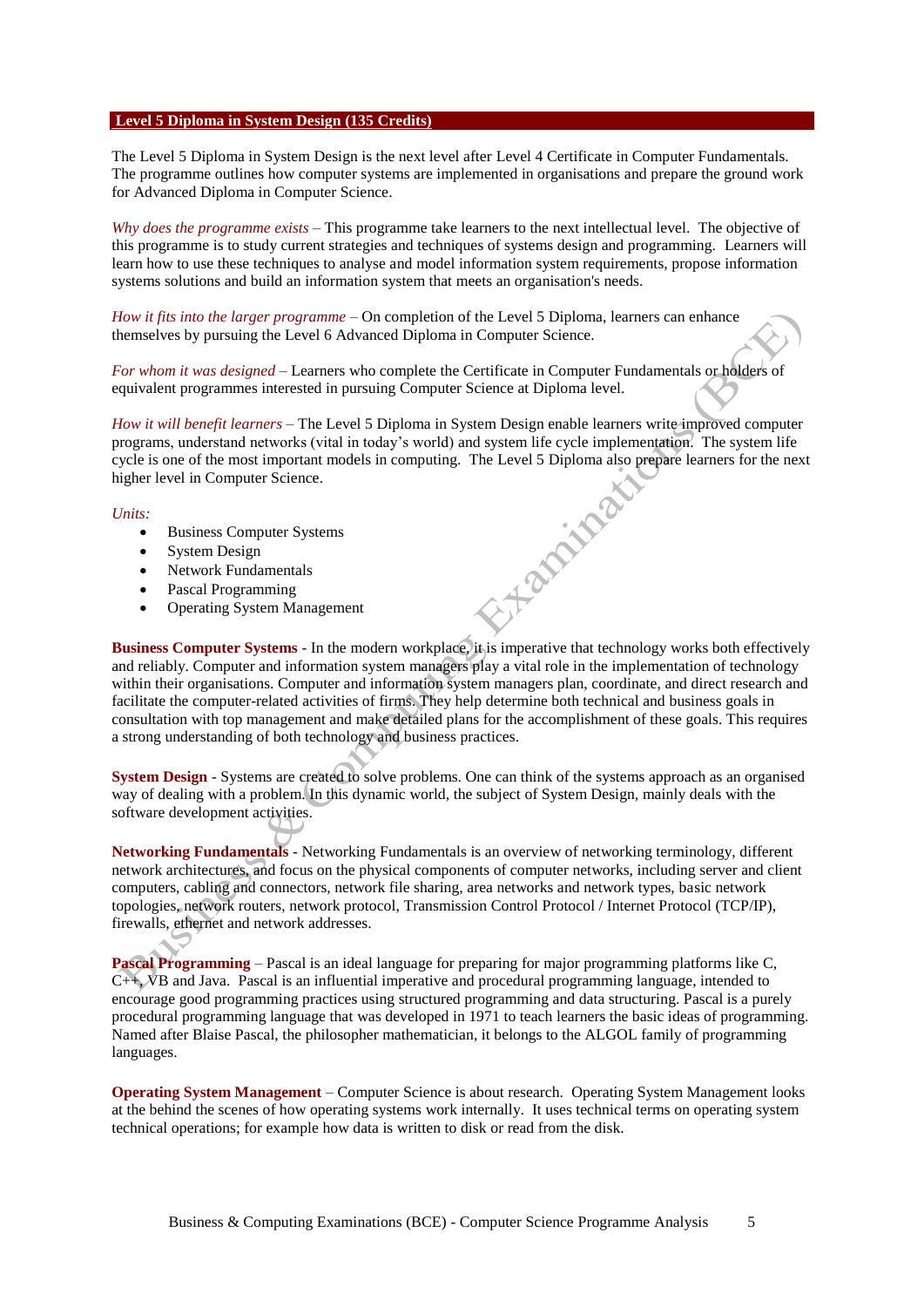## Level 5 Diploma in System Design (135 Credits)

The Level 5 Diploma in System Design is the next level after Level 4 Certificate in Computer Fundamentals. The programme outlines how computer systems are implemented in organisations and prepare the ground work for Advanced Diploma in Computer Science.

*Why does the programme exists* – This programme take learners to the next intellectual level. The objective of this programme is to study current strategies and techniques of systems design and programming. Learners will learn how to use these techniques to analyse and model information system requirements, propose information systems solutions and build an information system that meets an organisation's needs.

*How it fits into the larger programme* – On completion of the Level 5 Diploma, learners can enhance themselves by pursuing the Level 6 Advanced Diploma in Computer Science.

*For whom it was designed* – Learners who complete the Certificate in Computer Fundamentals or holders of equivalent programmes interested in pursuing Computer Science at Diploma level.

*How it will benefit learners* – The Level 5 Diploma in System Design enable learners write improved computer programs, understand networks (vital in today's world) and system life cycle implementation. The system life cycle is one of the most important models in computing. The Level 5 Diploma also prepare learners for the next higher level in Computer Science.

*Units:*

- Business Computer Systems
- System Design
- Network Fundamentals
- Pascal Programming
- Operating System Management

**Business Computer Systems** - In the modern workplace, it is imperative that technology works both effectively and reliably. Computer and information system managers play a vital role in the implementation of technology within their organisations. Computer and information system managers plan, coordinate, and direct research and facilitate the computer-related activities of firms. They help determine both technical and business goals in consultation with top management and make detailed plans for the accomplishment of these goals. This requires a strong understanding of both technology and business practices.

**System Design** - Systems are created to solve problems. One can think of the systems approach as an organised way of dealing with a problem. In this dynamic world, the subject of System Design, mainly deals with the software development activities.

**Networking Fundamentals** - Networking Fundamentals is an overview of networking terminology, different network architectures, and focus on the physical components of computer networks, including server and client computers, cabling and connectors, network file sharing, area networks and network types, basic network topologies, network routers, network protocol, Transmission Control Protocol / Internet Protocol (TCP/IP), firewalls, ethernet and network addresses.

**Pascal Programming** – Pascal is an ideal language for preparing for major programming platforms like C, C++, VB and Java. Pascal is an influential imperative and procedural programming language, intended to encourage good programming practices using structured programming and data structuring. Pascal is a purely procedural programming language that was developed in 1971 to teach learners the basic ideas of programming. Named after Blaise Pascal, the philosopher mathematician, it belongs to the ALGOL family of programming languages.

**Operating System Management** – Computer Science is about research. Operating System Management looks at the behind the scenes of how operating systems work internally. It uses technical terms on operating system technical operations; for example how data is written to disk or read from the disk.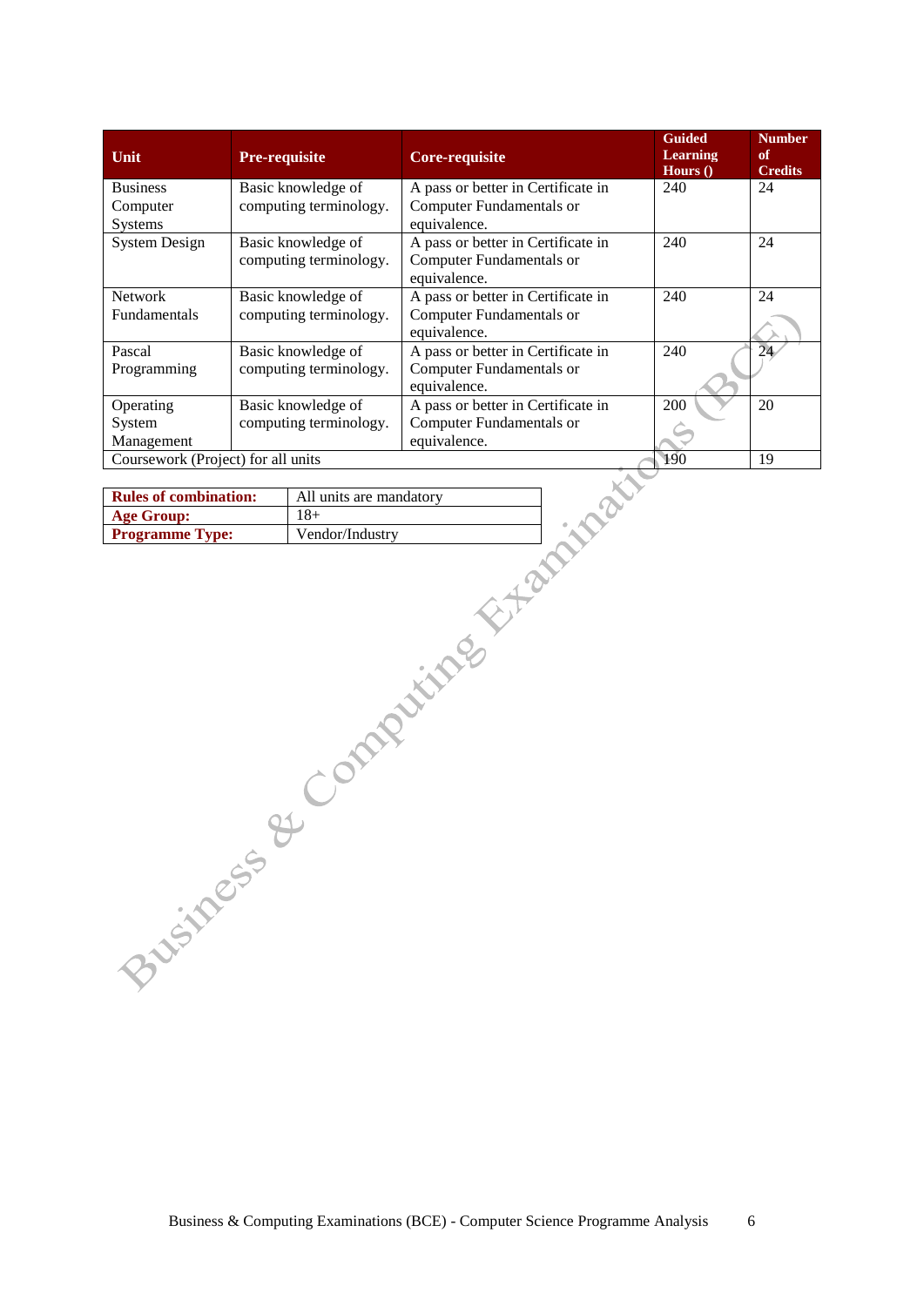| Unit | Pre-requisite | Core-requisite | Guided Learning Hours () | Number of Credits |
| --- | --- | --- | --- | --- |
| Business Computer Systems | Basic knowledge of computing terminology. | A pass or better in Certificate in Computer Fundamentals or equivalence. | 240 | 24 |
| System Design | Basic knowledge of computing terminology. | A pass or better in Certificate in Computer Fundamentals or equivalence. | 240 | 24 |
| Network Fundamentals | Basic knowledge of computing terminology. | A pass or better in Certificate in Computer Fundamentals or equivalence. | 240 | 24 |
| Pascal Programming | Basic knowledge of computing terminology. | A pass or better in Certificate in Computer Fundamentals or equivalence. | 240 | 24 |
| Operating System Management | Basic knowledge of computing terminology. | A pass or better in Certificate in Computer Fundamentals or equivalence. | 200 | 20 |
| Coursework (Project) for all units | | | 190 | 19 |

| | |
| --- | --- |
| **Rules of combination:** | All units are mandatory |
| **Age Group:** | 18+ |
| **Programme Type:** | Vendor/Industry |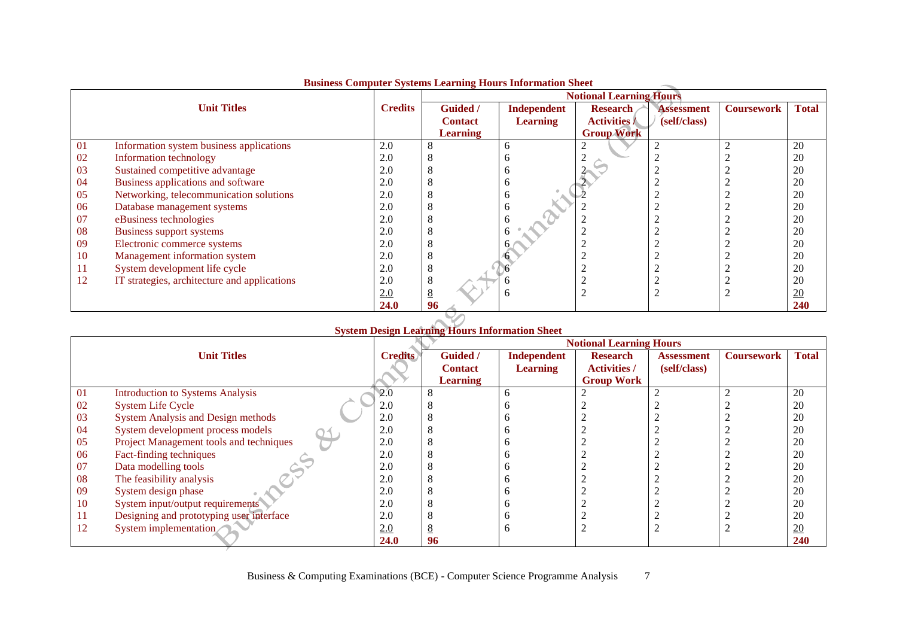**Business Computer Systems Learning Hours Information Sheet**

| | Unit Titles | Credits | Notional Learning Hours | | | | | |
|---|---|---|---|---|---|---|---|---|
| | | | Guided / Contact Learning | Independent Learning | Research Activities / Group Work | Assessment (self/class) | Coursework | Total |
| 01 | Information system business applications | 2.0 | 8 | 6 | 2 | 2 | 2 | 20 |
| 02 | Information technology | 2.0 | 8 | 6 | 2 | 2 | 2 | 20 |
| 03 | Sustained competitive advantage | 2.0 | 8 | 6 | 2 | 2 | 2 | 20 |
| 04 | Business applications and software | 2.0 | 8 | 6 | 2 | 2 | 2 | 20 |
| 05 | Networking, telecommunication solutions | 2.0 | 8 | 6 | 2 | 2 | 2 | 20 |
| 06 | Database management systems | 2.0 | 8 | 6 | 2 | 2 | 2 | 20 |
| 07 | eBusiness technologies | 2.0 | 8 | 6 | 2 | 2 | 2 | 20 |
| 08 | Business support systems | 2.0 | 8 | 6 | 2 | 2 | 2 | 20 |
| 09 | Electronic commerce systems | 2.0 | 8 | 6 | 2 | 2 | 2 | 20 |
| 10 | Management information system | 2.0 | 8 | 6 | 2 | 2 | 2 | 20 |
| 11 | System development life cycle | 2.0 | 8 | 6 | 2 | 2 | 2 | 20 |
| 12 | IT strategies, architecture and applications | 2.0 | 8 | 6 | 2 | 2 | 2 | 20 |
| | | 2.0 | 8 | 6 | 2 | 2 | 2 | 20 |
| | | **24.0** | **96** | | | | | **240** |

**System Design Learning Hours Information Sheet**

| | Unit Titles | Credits | Notional Learning Hours | | | | | |
|---|---|---|---|---|---|---|---|---|
| | | | Guided / Contact Learning | Independent Learning | Research Activities / Group Work | Assessment (self/class) | Coursework | Total |
| 01 | Introduction to Systems Analysis | 2.0 | 8 | 6 | 2 | 2 | 2 | 20 |
| 02 | System Life Cycle | 2.0 | 8 | 6 | 2 | 2 | 2 | 20 |
| 03 | System Analysis and Design methods | 2.0 | 8 | 6 | 2 | 2 | 2 | 20 |
| 04 | System development process models | 2.0 | 8 | 6 | 2 | 2 | 2 | 20 |
| 05 | Project Management tools and techniques | 2.0 | 8 | 6 | 2 | 2 | 2 | 20 |
| 06 | Fact-finding techniques | 2.0 | 8 | 6 | 2 | 2 | 2 | 20 |
| 07 | Data modelling tools | 2.0 | 8 | 6 | 2 | 2 | 2 | 20 |
| 08 | The feasibility analysis | 2.0 | 8 | 6 | 2 | 2 | 2 | 20 |
| 09 | System design phase | 2.0 | 8 | 6 | 2 | 2 | 2 | 20 |
| 10 | System input/output requirements | 2.0 | 8 | 6 | 2 | 2 | 2 | 20 |
| 11 | Designing and prototyping user interface | 2.0 | 8 | 6 | 2 | 2 | 2 | 20 |
| 12 | System implementation | 2.0 | 8 | 6 | 2 | 2 | 2 | 20 |
| | | **24.0** | **96** | | | | | **240** |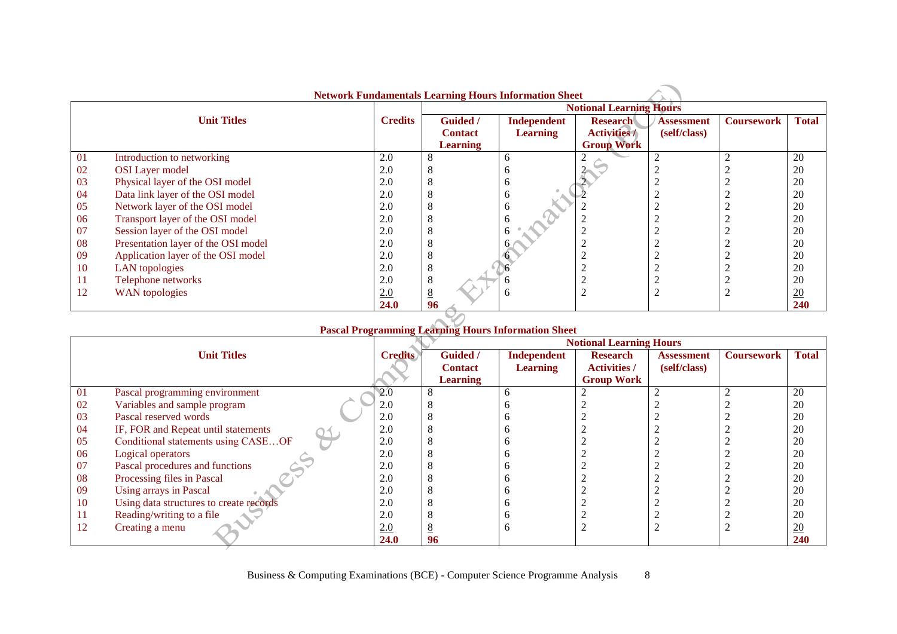## Network Fundamentals Learning Hours Information Sheet

| | Unit Titles | Credits | Notional Learning Hours | | | | | |
|---|---|---|---|---|---|---|---|---|
| | | | Guided / Contact Learning | Independent Learning | Research Activities / Group Work | Assessment (self/class) | Coursework | Total |
| 01 | Introduction to networking | 2.0 | 8 | 6 | 2 | 2 | 2 | 20 |
| 02 | OSI Layer model | 2.0 | 8 | 6 | 2 | 2 | 2 | 20 |
| 03 | Physical layer of the OSI model | 2.0 | 8 | 6 | 2 | 2 | 2 | 20 |
| 04 | Data link layer of the OSI model | 2.0 | 8 | 6 | 2 | 2 | 2 | 20 |
| 05 | Network layer of the OSI model | 2.0 | 8 | 6 | 2 | 2 | 2 | 20 |
| 06 | Transport layer of the OSI model | 2.0 | 8 | 6 | 2 | 2 | 2 | 20 |
| 07 | Session layer of the OSI model | 2.0 | 8 | 6 | 2 | 2 | 2 | 20 |
| 08 | Presentation layer of the OSI model | 2.0 | 8 | 6 | 2 | 2 | 2 | 20 |
| 09 | Application layer of the OSI model | 2.0 | 8 | 6 | 2 | 2 | 2 | 20 |
| 10 | LAN topologies | 2.0 | 8 | 6 | 2 | 2 | 2 | 20 |
| 11 | Telephone networks | 2.0 | 8 | 6 | 2 | 2 | 2 | 20 |
| 12 | WAN topologies | 2.0 | 8 | 6 | 2 | 2 | 2 | 20 |
| | | **24.0** | **96** | | | | | **240** |

## Pascal Programming Learning Hours Information Sheet

| | Unit Titles | Credits | Notional Learning Hours | | | | | |
|---|---|---|---|---|---|---|---|---|
| | | | Guided / Contact Learning | Independent Learning | Research Activities / Group Work | Assessment (self/class) | Coursework | Total |
| 01 | Pascal programming environment | 2.0 | 8 | 6 | 2 | 2 | 2 | 20 |
| 02 | Variables and sample program | 2.0 | 8 | 6 | 2 | 2 | 2 | 20 |
| 03 | Pascal reserved words | 2.0 | 8 | 6 | 2 | 2 | 2 | 20 |
| 04 | IF, FOR and Repeat until statements | 2.0 | 8 | 6 | 2 | 2 | 2 | 20 |
| 05 | Conditional statements using CASE…OF | 2.0 | 8 | 6 | 2 | 2 | 2 | 20 |
| 06 | Logical operators | 2.0 | 8 | 6 | 2 | 2 | 2 | 20 |
| 07 | Pascal procedures and functions | 2.0 | 8 | 6 | 2 | 2 | 2 | 20 |
| 08 | Processing files in Pascal | 2.0 | 8 | 6 | 2 | 2 | 2 | 20 |
| 09 | Using arrays in Pascal | 2.0 | 8 | 6 | 2 | 2 | 2 | 20 |
| 10 | Using data structures to create records | 2.0 | 8 | 6 | 2 | 2 | 2 | 20 |
| 11 | Reading/writing to a file | 2.0 | 8 | 6 | 2 | 2 | 2 | 20 |
| 12 | Creating a menu | 2.0 | 8 | 6 | 2 | 2 | 2 | 20 |
| | | **24.0** | **96** | | | | | **240** |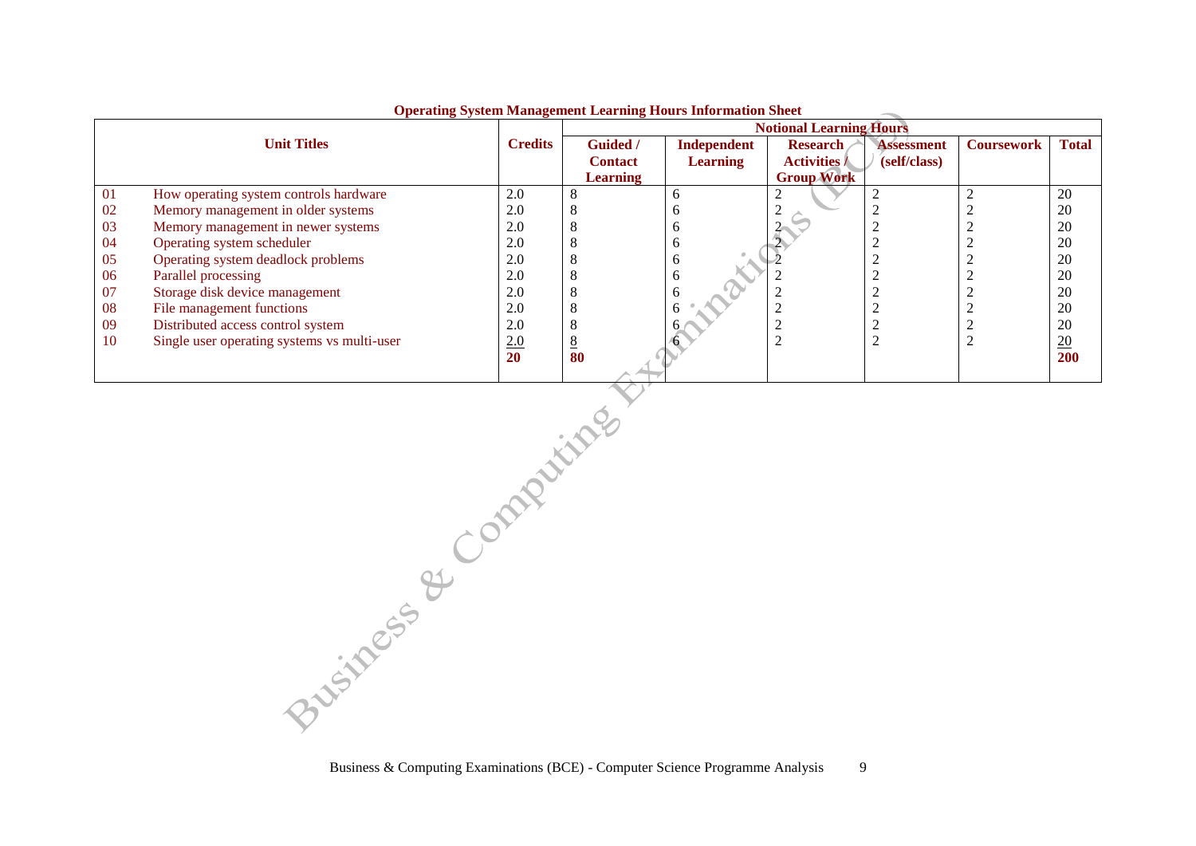**Operating System Management Learning Hours Information Sheet**

| | Unit Titles | Credits | Notional Learning Hours | | | | | |
|---|---|---|---|---|---|---|---|---|
| | | | Guided / Contact Learning | Independent Learning | Research Activities / Group Work | Assessment (self/class) | Coursework | Total |
| 01 | How operating system controls hardware | 2.0 | 8 | 6 | 2 | 2 | 2 | 20 |
| 02 | Memory management in older systems | 2.0 | 8 | 6 | 2 | 2 | 2 | 20 |
| 03 | Memory management in newer systems | 2.0 | 8 | 6 | 2 | 2 | 2 | 20 |
| 04 | Operating system scheduler | 2.0 | 8 | 6 | 2 | 2 | 2 | 20 |
| 05 | Operating system deadlock problems | 2.0 | 8 | 6 | 2 | 2 | 2 | 20 |
| 06 | Parallel processing | 2.0 | 8 | 6 | 2 | 2 | 2 | 20 |
| 07 | Storage disk device management | 2.0 | 8 | 6 | 2 | 2 | 2 | 20 |
| 08 | File management functions | 2.0 | 8 | 6 | 2 | 2 | 2 | 20 |
| 09 | Distributed access control system | 2.0 | 8 | 6 | 2 | 2 | 2 | 20 |
| 10 | Single user operating systems vs multi-user | 2.0 | 8 | 6 | 2 | 2 | 2 | 20 |
| | | **20** | **80** | | | | | **200** |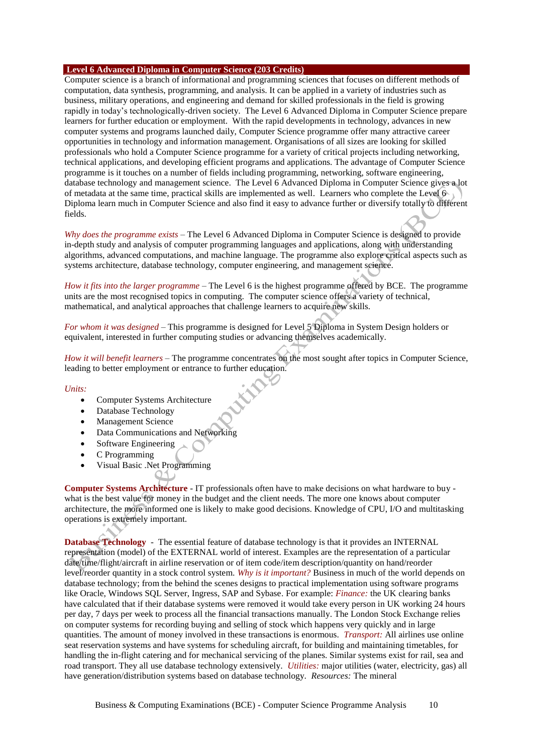## Level 6 Advanced Diploma in Computer Science (203 Credits)

Computer science is a branch of informational and programming sciences that focuses on different methods of computation, data synthesis, programming, and analysis. It can be applied in a variety of industries such as business, military operations, and engineering and demand for skilled professionals in the field is growing rapidly in today's technologically-driven society. The Level 6 Advanced Diploma in Computer Science prepare learners for further education or employment. With the rapid developments in technology, advances in new computer systems and programs launched daily, Computer Science programme offer many attractive career opportunities in technology and information management. Organisations of all sizes are looking for skilled professionals who hold a Computer Science programme for a variety of critical projects including networking, technical applications, and developing efficient programs and applications. The advantage of Computer Science programme is it touches on a number of fields including programming, networking, software engineering, database technology and management science. The Level 6 Advanced Diploma in Computer Science gives a lot of metadata at the same time, practical skills are implemented as well. Learners who complete the Level 6 Diploma learn much in Computer Science and also find it easy to advance further or diversify totally to different fields.

*Why does the programme exists* – The Level 6 Advanced Diploma in Computer Science is designed to provide in-depth study and analysis of computer programming languages and applications, along with understanding algorithms, advanced computations, and machine language. The programme also explore critical aspects such as systems architecture, database technology, computer engineering, and management science.

*How it fits into the larger programme* – The Level 6 is the highest programme offered by BCE. The programme units are the most recognised topics in computing. The computer science offers a variety of technical, mathematical, and analytical approaches that challenge learners to acquire new skills.

*For whom it was designed* – This programme is designed for Level 5 Diploma in System Design holders or equivalent, interested in further computing studies or advancing themselves academically.

*How it will benefit learners* – The programme concentrates on the most sought after topics in Computer Science, leading to better employment or entrance to further education.

*Units:*

- Computer Systems Architecture
- Database Technology
- Management Science
- Data Communications and Networking
- Software Engineering
- C Programming
- Visual Basic .Net Programming

**Computer Systems Architecture** - IT professionals often have to make decisions on what hardware to buy - what is the best value for money in the budget and the client needs. The more one knows about computer architecture, the more informed one is likely to make good decisions. Knowledge of CPU, I/O and multitasking operations is extremely important.

**Database Technology** - The essential feature of database technology is that it provides an INTERNAL representation (model) of the EXTERNAL world of interest. Examples are the representation of a particular date/time/flight/aircraft in airline reservation or of item code/item description/quantity on hand/reorder level/reorder quantity in a stock control system. *Why is it important?* Business in much of the world depends on database technology; from the behind the scenes designs to practical implementation using software programs like Oracle, Windows SQL Server, Ingress, SAP and Sybase. For example: *Finance:* the UK clearing banks have calculated that if their database systems were removed it would take every person in UK working 24 hours per day, 7 days per week to process all the financial transactions manually. The London Stock Exchange relies on computer systems for recording buying and selling of stock which happens very quickly and in large quantities. The amount of money involved in these transactions is enormous. *Transport:* All airlines use online seat reservation systems and have systems for scheduling aircraft, for building and maintaining timetables, for handling the in-flight catering and for mechanical servicing of the planes. Similar systems exist for rail, sea and road transport. They all use database technology extensively. *Utilities:* major utilities (water, electricity, gas) all have generation/distribution systems based on database technology. *Resources:* The mineral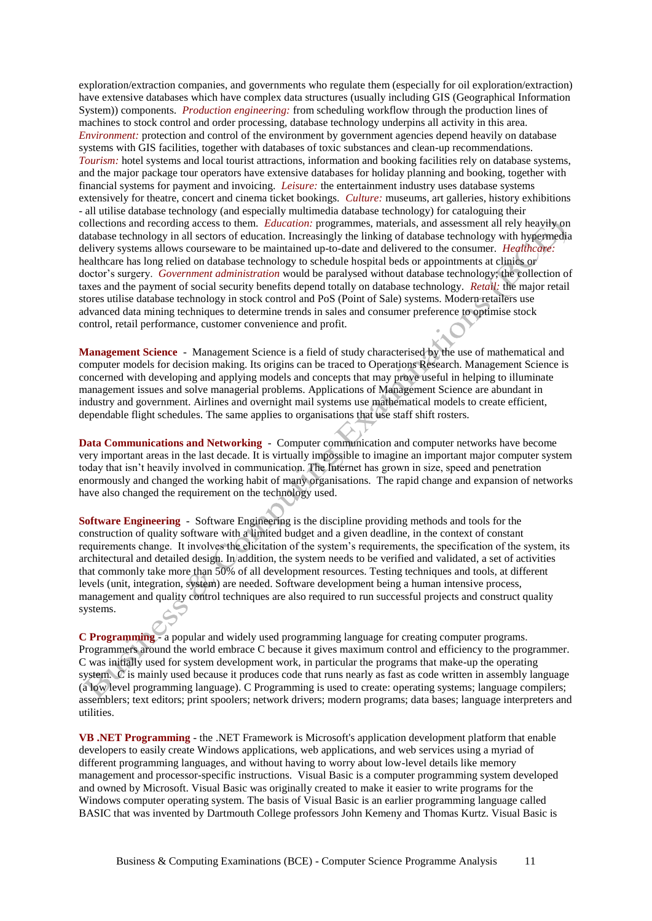exploration/extraction companies, and governments who regulate them (especially for oil exploration/extraction) have extensive databases which have complex data structures (usually including GIS (Geographical Information System)) components. *Production engineering:* from scheduling workflow through the production lines of machines to stock control and order processing, database technology underpins all activity in this area. *Environment:* protection and control of the environment by government agencies depend heavily on database systems with GIS facilities, together with databases of toxic substances and clean-up recommendations. *Tourism:* hotel systems and local tourist attractions, information and booking facilities rely on database systems, and the major package tour operators have extensive databases for holiday planning and booking, together with financial systems for payment and invoicing. *Leisure:* the entertainment industry uses database systems extensively for theatre, concert and cinema ticket bookings. *Culture:* museums, art galleries, history exhibitions - all utilise database technology (and especially multimedia database technology) for cataloguing their collections and recording access to them. *Education:* programmes, materials, and assessment all rely heavily on database technology in all sectors of education. Increasingly the linking of database technology with hypermedia delivery systems allows courseware to be maintained up-to-date and delivered to the consumer. *Healthcare:* healthcare has long relied on database technology to schedule hospital beds or appointments at clinics or doctor's surgery. *Government administration* would be paralysed without database technology; the collection of taxes and the payment of social security benefits depend totally on database technology. *Retail:* the major retail stores utilise database technology in stock control and PoS (Point of Sale) systems. Modern retailers use advanced data mining techniques to determine trends in sales and consumer preference to optimise stock control, retail performance, customer convenience and profit.

**Management Science** - Management Science is a field of study characterised by the use of mathematical and computer models for decision making. Its origins can be traced to Operations Research. Management Science is concerned with developing and applying models and concepts that may prove useful in helping to illuminate management issues and solve managerial problems. Applications of Management Science are abundant in industry and government. Airlines and overnight mail systems use mathematical models to create efficient, dependable flight schedules. The same applies to organisations that use staff shift rosters.

**Data Communications and Networking** - Computer communication and computer networks have become very important areas in the last decade. It is virtually impossible to imagine an important major computer system today that isn't heavily involved in communication. The Internet has grown in size, speed and penetration enormously and changed the working habit of many organisations. The rapid change and expansion of networks have also changed the requirement on the technology used.

**Software Engineering** - Software Engineering is the discipline providing methods and tools for the construction of quality software with a limited budget and a given deadline, in the context of constant requirements change. It involves the elicitation of the system's requirements, the specification of the system, its architectural and detailed design. In addition, the system needs to be verified and validated, a set of activities that commonly take more than 50% of all development resources. Testing techniques and tools, at different levels (unit, integration, system) are needed. Software development being a human intensive process, management and quality control techniques are also required to run successful projects and construct quality systems.

**C Programming** - a popular and widely used programming language for creating computer programs. Programmers around the world embrace C because it gives maximum control and efficiency to the programmer. C was initially used for system development work, in particular the programs that make-up the operating system. C is mainly used because it produces code that runs nearly as fast as code written in assembly language (a low level programming language). C Programming is used to create: operating systems; language compilers; assemblers; text editors; print spoolers; network drivers; modern programs; data bases; language interpreters and utilities.

**VB .NET Programming** - the .NET Framework is Microsoft's application development platform that enable developers to easily create Windows applications, web applications, and web services using a myriad of different programming languages, and without having to worry about low-level details like memory management and processor-specific instructions. Visual Basic is a computer programming system developed and owned by Microsoft. Visual Basic was originally created to make it easier to write programs for the Windows computer operating system. The basis of Visual Basic is an earlier programming language called BASIC that was invented by Dartmouth College professors John Kemeny and Thomas Kurtz. Visual Basic is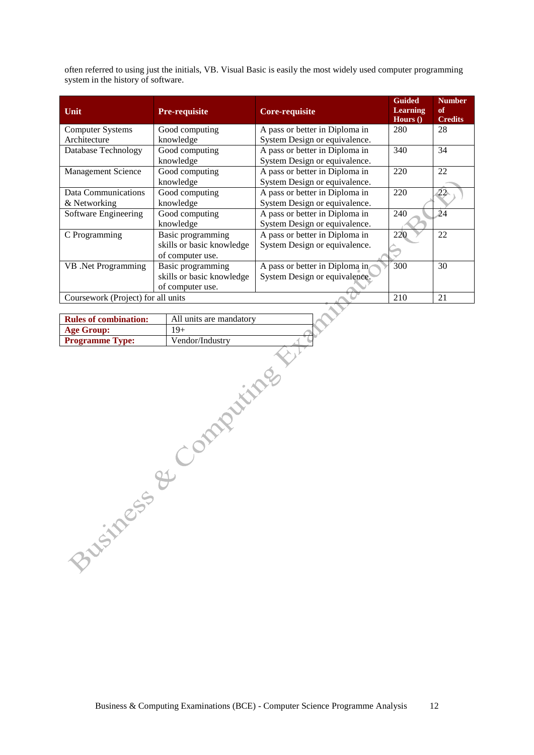often referred to using just the initials, VB. Visual Basic is easily the most widely used computer programming system in the history of software.

| Unit | Pre-requisite | Core-requisite | Guided Learning Hours () | Number of Credits |
|---|---|---|---|---|
| Computer Systems Architecture | Good computing knowledge | A pass or better in Diploma in System Design or equivalence. | 280 | 28 |
| Database Technology | Good computing knowledge | A pass or better in Diploma in System Design or equivalence. | 340 | 34 |
| Management Science | Good computing knowledge | A pass or better in Diploma in System Design or equivalence. | 220 | 22 |
| Data Communications & Networking | Good computing knowledge | A pass or better in Diploma in System Design or equivalence. | 220 | 22 |
| Software Engineering | Good computing knowledge | A pass or better in Diploma in System Design or equivalence. | 240 | 24 |
| C Programming | Basic programming skills or basic knowledge of computer use. | A pass or better in Diploma in System Design or equivalence. | 220 | 22 |
| VB .Net Programming | Basic programming skills or basic knowledge of computer use. | A pass or better in Diploma in System Design or equivalence. | 300 | 30 |
| Coursework (Project) for all units | | | 210 | 21 |

| | |
|---|---|
| **Rules of combination:** | All units are mandatory |
| **Age Group:** | 19+ |
| **Programme Type:** | Vendor/Industry |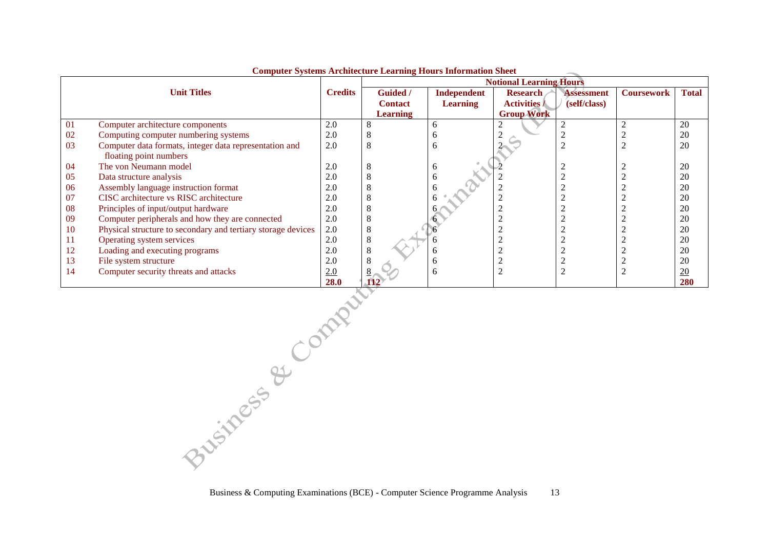**Computer Systems Architecture Learning Hours Information Sheet**

| | Unit Titles | Credits | Notional Learning Hours | | | | | |
|---|---|---|---|---|---|---|---|---|
| | | | Guided / Contact Learning | Independent Learning | Research Activities / Group Work | Assessment (self/class) | Coursework | Total |
| 01 | Computer architecture components | 2.0 | 8 | 6 | 2 | 2 | 2 | 20 |
| 02 | Computing computer numbering systems | 2.0 | 8 | 6 | 2 | 2 | 2 | 20 |
| 03 | Computer data formats, integer data representation and floating point numbers | 2.0 | 8 | 6 | 2 | 2 | 2 | 20 |
| 04 | The von Neumann model | 2.0 | 8 | 6 | 2 | 2 | 2 | 20 |
| 05 | Data structure analysis | 2.0 | 8 | 6 | 2 | 2 | 2 | 20 |
| 06 | Assembly language instruction format | 2.0 | 8 | 6 | 2 | 2 | 2 | 20 |
| 07 | CISC architecture vs RISC architecture | 2.0 | 8 | 6 | 2 | 2 | 2 | 20 |
| 08 | Principles of input/output hardware | 2.0 | 8 | 6 | 2 | 2 | 2 | 20 |
| 09 | Computer peripherals and how they are connected | 2.0 | 8 | 6 | 2 | 2 | 2 | 20 |
| 10 | Physical structure to secondary and tertiary storage devices | 2.0 | 8 | 6 | 2 | 2 | 2 | 20 |
| 11 | Operating system services | 2.0 | 8 | 6 | 2 | 2 | 2 | 20 |
| 12 | Loading and executing programs | 2.0 | 8 | 6 | 2 | 2 | 2 | 20 |
| 13 | File system structure | 2.0 | 8 | 6 | 2 | 2 | 2 | 20 |
| 14 | Computer security threats and attacks | 2.0 | 8 | 6 | 2 | 2 | 2 | 20 |
| | | **28.0** | **112** | | | | | **280** |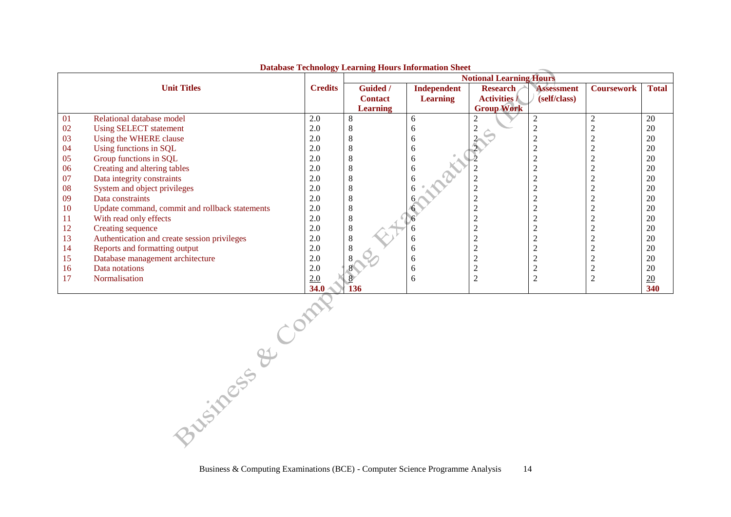**Database Technology Learning Hours Information Sheet**

| Unit Titles | | Credits | Notional Learning Hours | | | | | |
|---|---|---|---|---|---|---|---|---|
| | | | Guided / Contact Learning | Independent Learning | Research Activities / Group Work | Assessment (self/class) | Coursework | Total |
| 01 | Relational database model | 2.0 | 8 | 6 | 2 | 2 | 2 | 20 |
| 02 | Using SELECT statement | 2.0 | 8 | 6 | 2 | 2 | 2 | 20 |
| 03 | Using the WHERE clause | 2.0 | 8 | 6 | 2 | 2 | 2 | 20 |
| 04 | Using functions in SQL | 2.0 | 8 | 6 | 2 | 2 | 2 | 20 |
| 05 | Group functions in SQL | 2.0 | 8 | 6 | 2 | 2 | 2 | 20 |
| 06 | Creating and altering tables | 2.0 | 8 | 6 | 2 | 2 | 2 | 20 |
| 07 | Data integrity constraints | 2.0 | 8 | 6 | 2 | 2 | 2 | 20 |
| 08 | System and object privileges | 2.0 | 8 | 6 | 2 | 2 | 2 | 20 |
| 09 | Data constraints | 2.0 | 8 | 6 | 2 | 2 | 2 | 20 |
| 10 | Update command, commit and rollback statements | 2.0 | 8 | 6 | 2 | 2 | 2 | 20 |
| 11 | With read only effects | 2.0 | 8 | 6 | 2 | 2 | 2 | 20 |
| 12 | Creating sequence | 2.0 | 8 | 6 | 2 | 2 | 2 | 20 |
| 13 | Authentication and create session privileges | 2.0 | 8 | 6 | 2 | 2 | 2 | 20 |
| 14 | Reports and formatting output | 2.0 | 8 | 6 | 2 | 2 | 2 | 20 |
| 15 | Database management architecture | 2.0 | 8 | 6 | 2 | 2 | 2 | 20 |
| 16 | Data notations | 2.0 | 8 | 6 | 2 | 2 | 2 | 20 |
| 17 | Normalisation | 2.0 | 8 | 6 | 2 | 2 | 2 | 20 |
| | | **34.0** | **136** | | | | | **340** |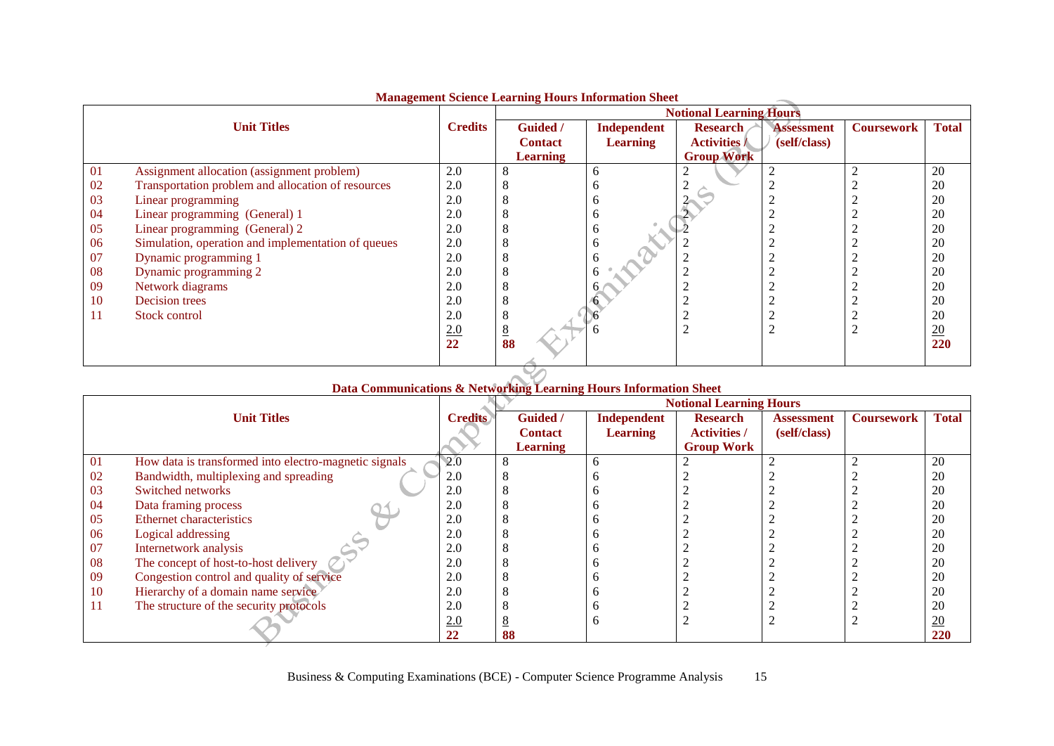## Management Science Learning Hours Information Sheet

| Unit Titles | | Credits | Notional Learning Hours | | | | | |
|---|---|---|---|---|---|---|---|---|
| | | | Guided / Contact Learning | Independent Learning | Research Activities / Group Work | Assessment (self/class) | Coursework | Total |
| 01 | Assignment allocation (assignment problem) | 2.0 | 8 | 6 | 2 | 2 | 2 | 20 |
| 02 | Transportation problem and allocation of resources | 2.0 | 8 | 6 | 2 | 2 | 2 | 20 |
| 03 | Linear programming | 2.0 | 8 | 6 | 2 | 2 | 2 | 20 |
| 04 | Linear programming (General) 1 | 2.0 | 8 | 6 | 2 | 2 | 2 | 20 |
| 05 | Linear programming (General) 2 | 2.0 | 8 | 6 | 2 | 2 | 2 | 20 |
| 06 | Simulation, operation and implementation of queues | 2.0 | 8 | 6 | 2 | 2 | 2 | 20 |
| 07 | Dynamic programming 1 | 2.0 | 8 | 6 | 2 | 2 | 2 | 20 |
| 08 | Dynamic programming 2 | 2.0 | 8 | 6 | 2 | 2 | 2 | 20 |
| 09 | Network diagrams | 2.0 | 8 | 6 | 2 | 2 | 2 | 20 |
| 10 | Decision trees | 2.0 | 8 | 6 | 2 | 2 | 2 | 20 |
| 11 | Stock control | 2.0 | 8 | 6 | 2 | 2 | 2 | 20 |
| | | 2.0 | 8 | 6 | 2 | 2 | 2 | 20 |
| | | **22** | **88** | | | | | **220** |

## Data Communications & Networking Learning Hours Information Sheet

| Unit Titles | | Credits | Notional Learning Hours | | | | | |
|---|---|---|---|---|---|---|---|---|
| | | | Guided / Contact Learning | Independent Learning | Research Activities / Group Work | Assessment (self/class) | Coursework | Total |
| 01 | How data is transformed into electro-magnetic signals | 2.0 | 8 | 6 | 2 | 2 | 2 | 20 |
| 02 | Bandwidth, multiplexing and spreading | 2.0 | 8 | 6 | 2 | 2 | 2 | 20 |
| 03 | Switched networks | 2.0 | 8 | 6 | 2 | 2 | 2 | 20 |
| 04 | Data framing process | 2.0 | 8 | 6 | 2 | 2 | 2 | 20 |
| 05 | Ethernet characteristics | 2.0 | 8 | 6 | 2 | 2 | 2 | 20 |
| 06 | Logical addressing | 2.0 | 8 | 6 | 2 | 2 | 2 | 20 |
| 07 | Internetwork analysis | 2.0 | 8 | 6 | 2 | 2 | 2 | 20 |
| 08 | The concept of host-to-host delivery | 2.0 | 8 | 6 | 2 | 2 | 2 | 20 |
| 09 | Congestion control and quality of service | 2.0 | 8 | 6 | 2 | 2 | 2 | 20 |
| 10 | Hierarchy of a domain name service | 2.0 | 8 | 6 | 2 | 2 | 2 | 20 |
| 11 | The structure of the security protocols | 2.0 | 8 | 6 | 2 | 2 | 2 | 20 |
| | | 2.0 | 8 | 6 | 2 | 2 | 2 | 20 |
| | | **22** | **88** | | | | | **220** |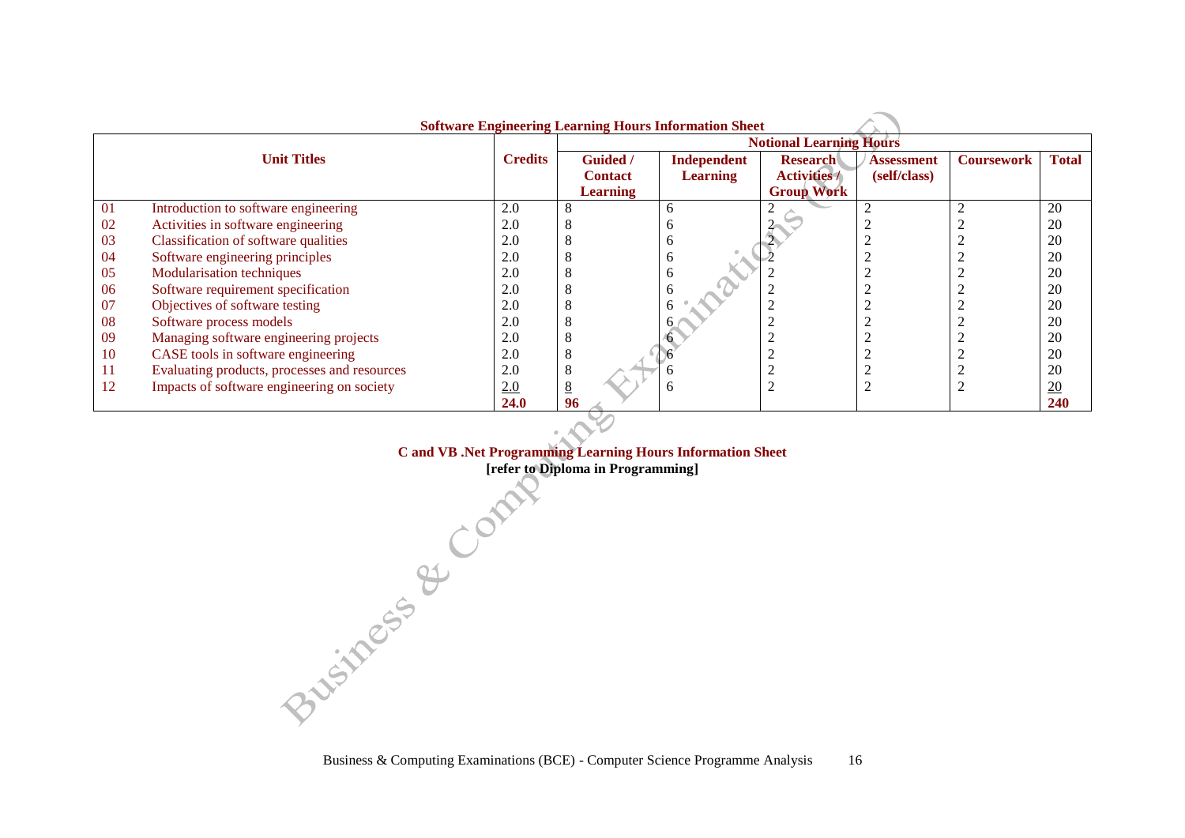**Software Engineering Learning Hours Information Sheet**

| Unit Titles | | Credits | Notional Learning Hours | | | | | |
|---|---|---|---|---|---|---|---|---|
| | | | Guided / Contact Learning | Independent Learning | Research Activities / Group Work | Assessment (self/class) | Coursework | Total |
| 01 | Introduction to software engineering | 2.0 | 8 | 6 | 2 | 2 | 2 | 20 |
| 02 | Activities in software engineering | 2.0 | 8 | 6 | 2 | 2 | 2 | 20 |
| 03 | Classification of software qualities | 2.0 | 8 | 6 | 2 | 2 | 2 | 20 |
| 04 | Software engineering principles | 2.0 | 8 | 6 | 2 | 2 | 2 | 20 |
| 05 | Modularisation techniques | 2.0 | 8 | 6 | 2 | 2 | 2 | 20 |
| 06 | Software requirement specification | 2.0 | 8 | 6 | 2 | 2 | 2 | 20 |
| 07 | Objectives of software testing | 2.0 | 8 | 6 | 2 | 2 | 2 | 20 |
| 08 | Software process models | 2.0 | 8 | 6 | 2 | 2 | 2 | 20 |
| 09 | Managing software engineering projects | 2.0 | 8 | 6 | 2 | 2 | 2 | 20 |
| 10 | CASE tools in software engineering | 2.0 | 8 | 6 | 2 | 2 | 2 | 20 |
| 11 | Evaluating products, processes and resources | 2.0 | 8 | 6 | 2 | 2 | 2 | 20 |
| 12 | Impacts of software engineering on society | 2.0 | 8 | 6 | 2 | 2 | 2 | 20 |
| | | **24.0** | **96** | | | | | **240** |

**C and VB .Net Programming Learning Hours Information Sheet**
**[refer to Diploma in Programming]**